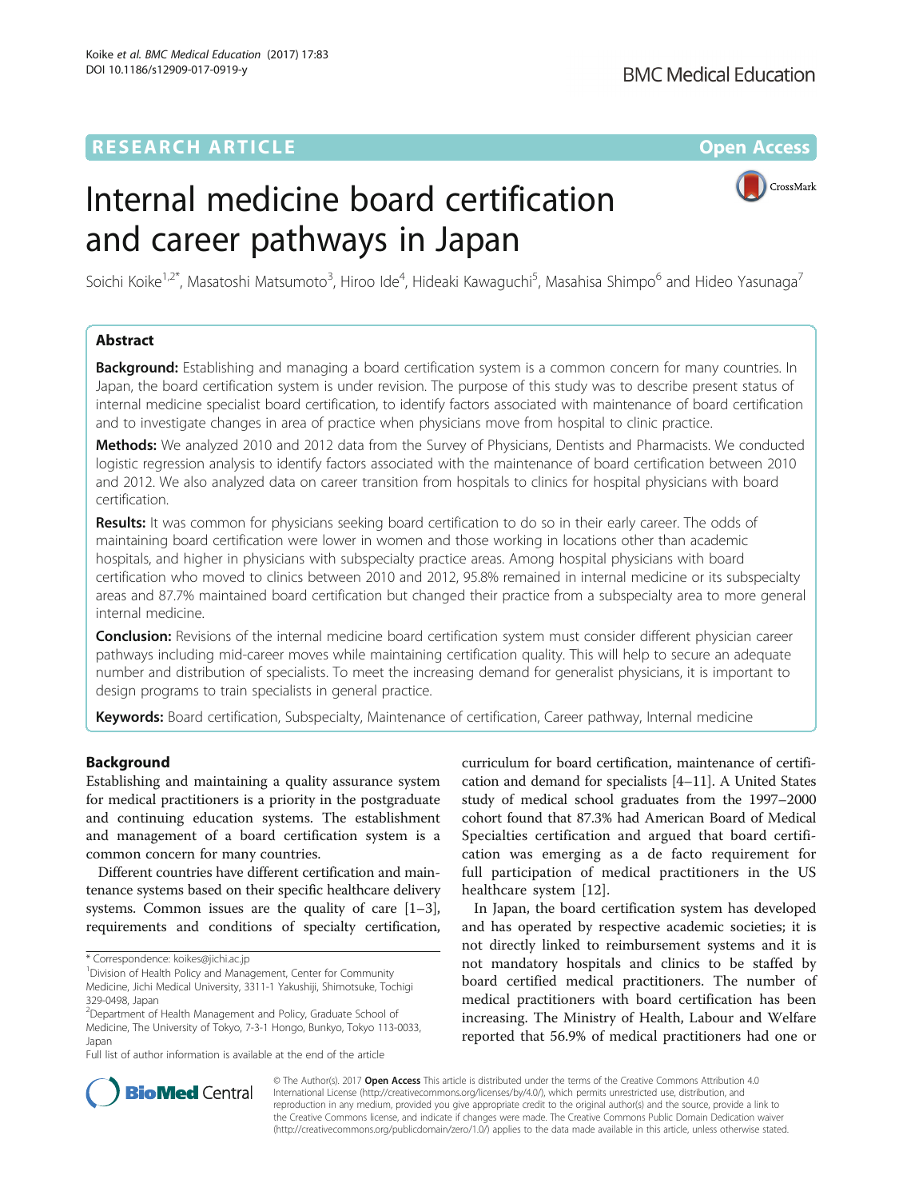RESEARCH ARTICLE

Open Access

# Internal medicine board certification and career pathways in Japan

Soichi Koike[1,2*], Masatoshi Matsumoto[3], Hiroo Ide[4], Hideaki Kawaguchi[5], Masahisa Shimpo[6] and Hideo Yasunaga[7]

## Abstract

**Background:** Establishing and managing a board certification system is a common concern for many countries. In Japan, the board certification system is under revision. The purpose of this study was to describe present status of internal medicine specialist board certification, to identify factors associated with maintenance of board certification and to investigate changes in area of practice when physicians move from hospital to clinic practice.

**Methods:** We analyzed 2010 and 2012 data from the Survey of Physicians, Dentists and Pharmacists. We conducted logistic regression analysis to identify factors associated with the maintenance of board certification between 2010 and 2012. We also analyzed data on career transition from hospitals to clinics for hospital physicians with board certification.

**Results:** It was common for physicians seeking board certification to do so in their early career. The odds of maintaining board certification were lower in women and those working in locations other than academic hospitals, and higher in physicians with subspecialty practice areas. Among hospital physicians with board certification who moved to clinics between 2010 and 2012, 95.8% remained in internal medicine or its subspecialty areas and 87.7% maintained board certification but changed their practice from a subspecialty area to more general internal medicine.

**Conclusion:** Revisions of the internal medicine board certification system must consider different physician career pathways including mid-career moves while maintaining certification quality. This will help to secure an adequate number and distribution of specialists. To meet the increasing demand for generalist physicians, it is important to design programs to train specialists in general practice.

**Keywords:** Board certification, Subspecialty, Maintenance of certification, Career pathway, Internal medicine

## Background

Establishing and maintaining a quality assurance system for medical practitioners is a priority in the postgraduate and continuing education systems. The establishment and management of a board certification system is a common concern for many countries.

Different countries have different certification and maintenance systems based on their specific healthcare delivery systems. Common issues are the quality of care [1–3], requirements and conditions of specialty certification, curriculum for board certification, maintenance of certification and demand for specialists [4–11]. A United States study of medical school graduates from the 1997–2000 cohort found that 87.3% had American Board of Medical Specialties certification and argued that board certification was emerging as a de facto requirement for full participation of medical practitioners in the US healthcare system [12].

In Japan, the board certification system has developed and has operated by respective academic societies; it is not directly linked to reimbursement systems and it is not mandatory hospitals and clinics to be staffed by board certified medical practitioners. The number of medical practitioners with board certification has been increasing. The Ministry of Health, Labour and Welfare reported that 56.9% of medical practitioners had one or

* Correspondence: koikes@jichi.ac.jp

[1]Division of Health Policy and Management, Center for Community Medicine, Jichi Medical University, 3311-1 Yakushiji, Shimotsuke, Tochigi 329-0498, Japan

[2]Department of Health Management and Policy, Graduate School of Medicine, The University of Tokyo, 7-3-1 Hongo, Bunkyo, Tokyo 113-0033, Japan

Full list of author information is available at the end of the article

© The Author(s). 2017 **Open Access** This article is distributed under the terms of the Creative Commons Attribution 4.0 International License (http://creativecommons.org/licenses/by/4.0/), which permits unrestricted use, distribution, and reproduction in any medium, provided you give appropriate credit to the original author(s) and the source, provide a link to the Creative Commons license, and indicate if changes were made. The Creative Commons Public Domain Dedication waiver (http://creativecommons.org/publicdomain/zero/1.0/) applies to the data made available in this article, unless otherwise stated.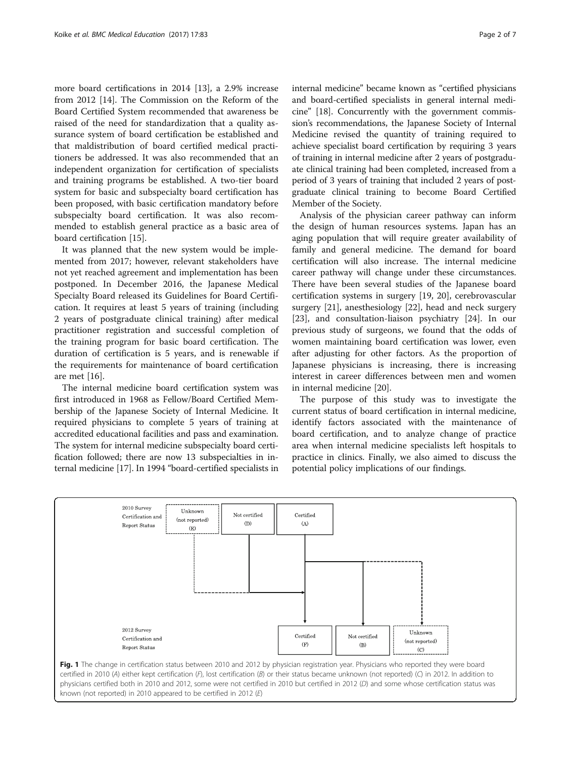more board certifications in 2014 [13], a 2.9% increase from 2012 [14]. The Commission on the Reform of the Board Certified System recommended that awareness be raised of the need for standardization that a quality assurance system of board certification be established and that maldistribution of board certified medical practitioners be addressed. It was also recommended that an independent organization for certification of specialists and training programs be established. A two-tier board system for basic and subspecialty board certification has been proposed, with basic certification mandatory before subspecialty board certification. It was also recommended to establish general practice as a basic area of board certification [15].

It was planned that the new system would be implemented from 2017; however, relevant stakeholders have not yet reached agreement and implementation has been postponed. In December 2016, the Japanese Medical Specialty Board released its Guidelines for Board Certification. It requires at least 5 years of training (including 2 years of postgraduate clinical training) after medical practitioner registration and successful completion of the training program for basic board certification. The duration of certification is 5 years, and is renewable if the requirements for maintenance of board certification are met [16].

The internal medicine board certification system was first introduced in 1968 as Fellow/Board Certified Membership of the Japanese Society of Internal Medicine. It required physicians to complete 5 years of training at accredited educational facilities and pass and examination. The system for internal medicine subspecialty board certification followed; there are now 13 subspecialties in internal medicine [17]. In 1994 "board-certified specialists in internal medicine" became known as "certified physicians and board-certified specialists in general internal medicine" [18]. Concurrently with the government commission's recommendations, the Japanese Society of Internal Medicine revised the quantity of training required to achieve specialist board certification by requiring 3 years of training in internal medicine after 2 years of postgraduate clinical training had been completed, increased from a period of 3 years of training that included 2 years of postgraduate clinical training to become Board Certified Member of the Society.

Analysis of the physician career pathway can inform the design of human resources systems. Japan has an aging population that will require greater availability of family and general medicine. The demand for board certification will also increase. The internal medicine career pathway will change under these circumstances. There have been several studies of the Japanese board certification systems in surgery [19, 20], cerebrovascular surgery [21], anesthesiology [22], head and neck surgery [23], and consultation-liaison psychiatry [24]. In our previous study of surgeons, we found that the odds of women maintaining board certification was lower, even after adjusting for other factors. As the proportion of Japanese physicians is increasing, there is increasing interest in career differences between men and women in internal medicine [20].

The purpose of this study was to investigate the current status of board certification in internal medicine, identify factors associated with the maintenance of board certification, and to analyze change of practice area when internal medicine specialists left hospitals to practice in clinics. Finally, we also aimed to discuss the potential policy implications of our findings.

2010 Survey Certification and Report Status: Unknown (not reported) (E) | Not certified (D) | Certified (A)

2012 Survey Certification and Report Status: Certified (F) | Not certified (B) | Unknown (not reported) (C)

**Fig. 1** The change in certification status between 2010 and 2012 by physician registration year. Physicians who reported they were board certified in 2010 (*A*) either kept certification (*F*), lost certification (*B*) or their status became unknown (not reported) (*C*) in 2012. In addition to physicians certified both in 2010 and 2012, some were not certified in 2010 but certified in 2012 (*D*) and some whose certification status was known (not reported) in 2010 appeared to be certified in 2012 (*E*)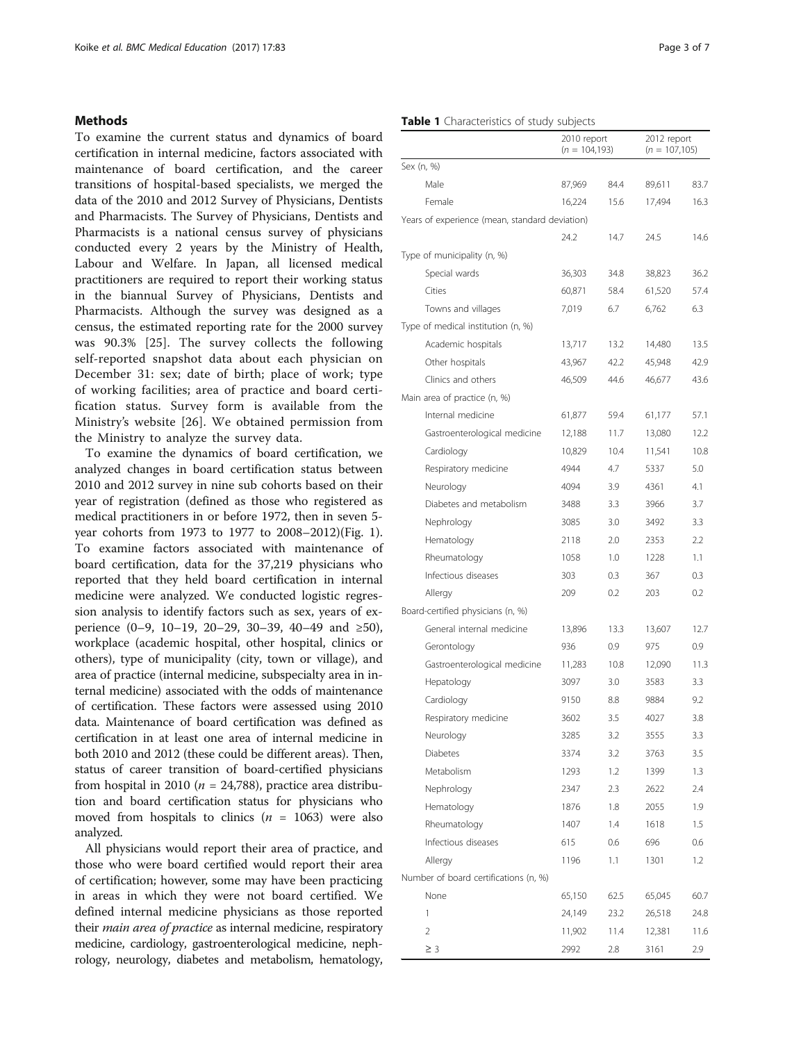## Methods

To examine the current status and dynamics of board certification in internal medicine, factors associated with maintenance of board certification, and the career transitions of hospital-based specialists, we merged the data of the 2010 and 2012 Survey of Physicians, Dentists and Pharmacists. The Survey of Physicians, Dentists and Pharmacists is a national census survey of physicians conducted every 2 years by the Ministry of Health, Labour and Welfare. In Japan, all licensed medical practitioners are required to report their working status in the biannual Survey of Physicians, Dentists and Pharmacists. Although the survey was designed as a census, the estimated reporting rate for the 2000 survey was 90.3% [25]. The survey collects the following self-reported snapshot data about each physician on December 31: sex; date of birth; place of work; type of working facilities; area of practice and board certification status. Survey form is available from the Ministry's website [26]. We obtained permission from the Ministry to analyze the survey data.

To examine the dynamics of board certification, we analyzed changes in board certification status between 2010 and 2012 survey in nine sub cohorts based on their year of registration (defined as those who registered as medical practitioners in or before 1972, then in seven 5-year cohorts from 1973 to 1977 to 2008–2012)(Fig. 1). To examine factors associated with maintenance of board certification, data for the 37,219 physicians who reported that they held board certification in internal medicine were analyzed. We conducted logistic regression analysis to identify factors such as sex, years of experience (0–9, 10–19, 20–29, 30–39, 40–49 and ≥50), workplace (academic hospital, other hospital, clinics or others), type of municipality (city, town or village), and area of practice (internal medicine, subspecialty area in internal medicine) associated with the odds of maintenance of certification. These factors were assessed using 2010 data. Maintenance of board certification was defined as certification in at least one area of internal medicine in both 2010 and 2012 (these could be different areas). Then, status of career transition of board-certified physicians from hospital in 2010 ($n$ = 24,788), practice area distribution and board certification status for physicians who moved from hospitals to clinics ($n$ = 1063) were also analyzed.

All physicians would report their area of practice, and those who were board certified would report their area of certification; however, some may have been practicing in areas in which they were not board certified. We defined internal medicine physicians as those reported their *main area of practice* as internal medicine, respiratory medicine, cardiology, gastroenterological medicine, nephrology, neurology, diabetes and metabolism, hematology,

**Table 1** Characteristics of study subjects

| | 2010 report ($n$ = 104,193) | | 2012 report ($n$ = 107,105) | |
|---|---|---|---|---|
| Sex (n, %) | | | | |
| Male | 87,969 | 84.4 | 89,611 | 83.7 |
| Female | 16,224 | 15.6 | 17,494 | 16.3 |
| Years of experience (mean, standard deviation) | | | | |
| | 24.2 | 14.7 | 24.5 | 14.6 |
| Type of municipality (n, %) | | | | |
| Special wards | 36,303 | 34.8 | 38,823 | 36.2 |
| Cities | 60,871 | 58.4 | 61,520 | 57.4 |
| Towns and villages | 7,019 | 6.7 | 6,762 | 6.3 |
| Type of medical institution (n, %) | | | | |
| Academic hospitals | 13,717 | 13.2 | 14,480 | 13.5 |
| Other hospitals | 43,967 | 42.2 | 45,948 | 42.9 |
| Clinics and others | 46,509 | 44.6 | 46,677 | 43.6 |
| Main area of practice (n, %) | | | | |
| Internal medicine | 61,877 | 59.4 | 61,177 | 57.1 |
| Gastroenterological medicine | 12,188 | 11.7 | 13,080 | 12.2 |
| Cardiology | 10,829 | 10.4 | 11,541 | 10.8 |
| Respiratory medicine | 4944 | 4.7 | 5337 | 5.0 |
| Neurology | 4094 | 3.9 | 4361 | 4.1 |
| Diabetes and metabolism | 3488 | 3.3 | 3966 | 3.7 |
| Nephrology | 3085 | 3.0 | 3492 | 3.3 |
| Hematology | 2118 | 2.0 | 2353 | 2.2 |
| Rheumatology | 1058 | 1.0 | 1228 | 1.1 |
| Infectious diseases | 303 | 0.3 | 367 | 0.3 |
| Allergy | 209 | 0.2 | 203 | 0.2 |
| Board-certified physicians (n, %) | | | | |
| General internal medicine | 13,896 | 13.3 | 13,607 | 12.7 |
| Gerontology | 936 | 0.9 | 975 | 0.9 |
| Gastroenterological medicine | 11,283 | 10.8 | 12,090 | 11.3 |
| Hepatology | 3097 | 3.0 | 3583 | 3.3 |
| Cardiology | 9150 | 8.8 | 9884 | 9.2 |
| Respiratory medicine | 3602 | 3.5 | 4027 | 3.8 |
| Neurology | 3285 | 3.2 | 3555 | 3.3 |
| Diabetes | 3374 | 3.2 | 3763 | 3.5 |
| Metabolism | 1293 | 1.2 | 1399 | 1.3 |
| Nephrology | 2347 | 2.3 | 2622 | 2.4 |
| Hematology | 1876 | 1.8 | 2055 | 1.9 |
| Rheumatology | 1407 | 1.4 | 1618 | 1.5 |
| Infectious diseases | 615 | 0.6 | 696 | 0.6 |
| Allergy | 1196 | 1.1 | 1301 | 1.2 |
| Number of board certifications (n, %) | | | | |
| None | 65,150 | 62.5 | 65,045 | 60.7 |
| 1 | 24,149 | 23.2 | 26,518 | 24.8 |
| 2 | 11,902 | 11.4 | 12,381 | 11.6 |
| ≥ 3 | 2992 | 2.8 | 3161 | 2.9 |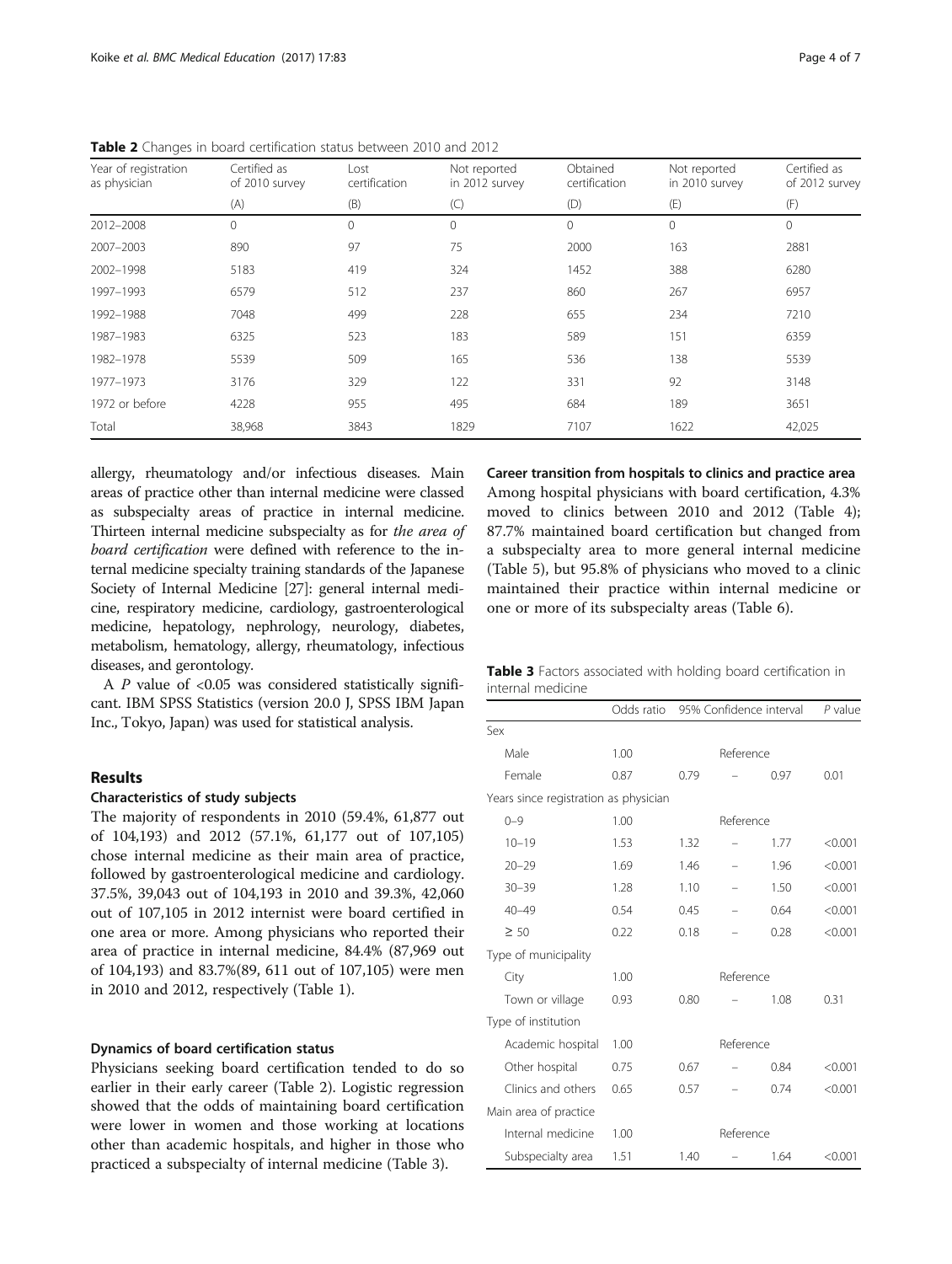**Table 2** Changes in board certification status between 2010 and 2012

| Year of registration as physician | Certified as of 2010 survey | Lost certification | Not reported in 2012 survey | Obtained certification | Not reported in 2010 survey | Certified as of 2012 survey |
|---|---|---|---|---|---|---|
| | (A) | (B) | (C) | (D) | (E) | (F) |
| 2012–2008 | 0 | 0 | 0 | 0 | 0 | 0 |
| 2007–2003 | 890 | 97 | 75 | 2000 | 163 | 2881 |
| 2002–1998 | 5183 | 419 | 324 | 1452 | 388 | 6280 |
| 1997–1993 | 6579 | 512 | 237 | 860 | 267 | 6957 |
| 1992–1988 | 7048 | 499 | 228 | 655 | 234 | 7210 |
| 1987–1983 | 6325 | 523 | 183 | 589 | 151 | 6359 |
| 1982–1978 | 5539 | 509 | 165 | 536 | 138 | 5539 |
| 1977–1973 | 3176 | 329 | 122 | 331 | 92 | 3148 |
| 1972 or before | 4228 | 955 | 495 | 684 | 189 | 3651 |
| Total | 38,968 | 3843 | 1829 | 7107 | 1622 | 42,025 |

allergy, rheumatology and/or infectious diseases. Main areas of practice other than internal medicine were classed as subspecialty areas of practice in internal medicine. Thirteen internal medicine subspecialty as for *the area of board certification* were defined with reference to the internal medicine specialty training standards of the Japanese Society of Internal Medicine [27]: general internal medicine, respiratory medicine, cardiology, gastroenterological medicine, hepatology, nephrology, neurology, diabetes, metabolism, hematology, allergy, rheumatology, infectious diseases, and gerontology.

A *P* value of <0.05 was considered statistically significant. IBM SPSS Statistics (version 20.0 J, SPSS IBM Japan Inc., Tokyo, Japan) was used for statistical analysis.

## Results

### Characteristics of study subjects

The majority of respondents in 2010 (59.4%, 61,877 out of 104,193) and 2012 (57.1%, 61,177 out of 107,105) chose internal medicine as their main area of practice, followed by gastroenterological medicine and cardiology. 37.5%, 39,043 out of 104,193 in 2010 and 39.3%, 42,060 out of 107,105 in 2012 internist were board certified in one area or more. Among physicians who reported their area of practice in internal medicine, 84.4% (87,969 out of 104,193) and 83.7%(89, 611 out of 107,105) were men in 2010 and 2012, respectively (Table 1).

### Dynamics of board certification status

Physicians seeking board certification tended to do so earlier in their early career (Table 2). Logistic regression showed that the odds of maintaining board certification were lower in women and those working at locations other than academic hospitals, and higher in those who practiced a subspecialty of internal medicine (Table 3).

### Career transition from hospitals to clinics and practice area

Among hospital physicians with board certification, 4.3% moved to clinics between 2010 and 2012 (Table 4); 87.7% maintained board certification but changed from a subspecialty area to more general internal medicine (Table 5), but 95.8% of physicians who moved to a clinic maintained their practice within internal medicine or one or more of its subspecialty areas (Table 6).

**Table 3** Factors associated with holding board certification in internal medicine

| | Odds ratio | 95% Confidence interval | | | *P* value |
|---|---|---|---|---|---|
| Sex | | | | | |
| Male | 1.00 | | Reference | | |
| Female | 0.87 | 0.79 | – | 0.97 | 0.01 |
| Years since registration as physician | | | | | |
| 0–9 | 1.00 | | Reference | | |
| 10–19 | 1.53 | 1.32 | – | 1.77 | <0.001 |
| 20–29 | 1.69 | 1.46 | – | 1.96 | <0.001 |
| 30–39 | 1.28 | 1.10 | – | 1.50 | <0.001 |
| 40–49 | 0.54 | 0.45 | – | 0.64 | <0.001 |
| ≥ 50 | 0.22 | 0.18 | – | 0.28 | <0.001 |
| Type of municipality | | | | | |
| City | 1.00 | | Reference | | |
| Town or village | 0.93 | 0.80 | – | 1.08 | 0.31 |
| Type of institution | | | | | |
| Academic hospital | 1.00 | | Reference | | |
| Other hospital | 0.75 | 0.67 | – | 0.84 | <0.001 |
| Clinics and others | 0.65 | 0.57 | – | 0.74 | <0.001 |
| Main area of practice | | | | | |
| Internal medicine | 1.00 | | Reference | | |
| Subspecialty area | 1.51 | 1.40 | – | 1.64 | <0.001 |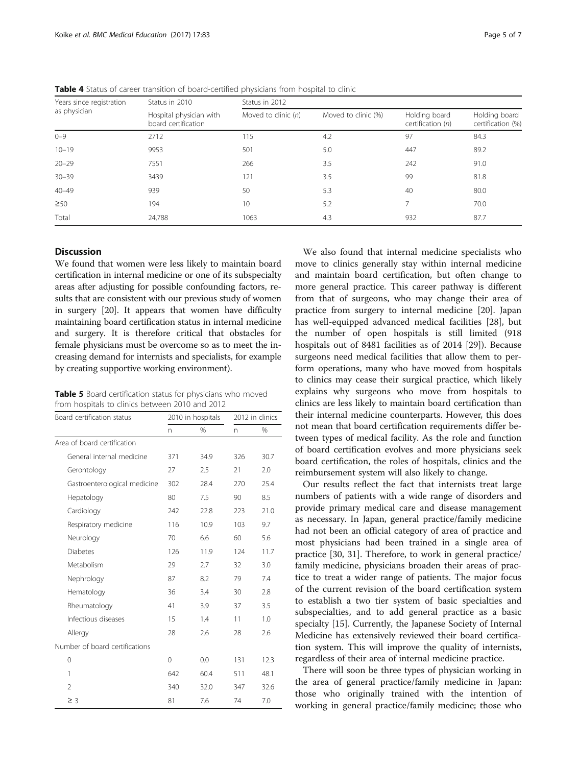**Table 4** Status of career transition of board-certified physicians from hospital to clinic

| Years since registration as physician | Status in 2010 | Status in 2012 | | | |
|---|---|---|---|---|---|
| | Hospital physician with board certification | Moved to clinic (*n*) | Moved to clinic (%) | Holding board certification (*n*) | Holding board certification (%) |
| 0–9 | 2712 | 115 | 4.2 | 97 | 84.3 |
| 10–19 | 9953 | 501 | 5.0 | 447 | 89.2 |
| 20–29 | 7551 | 266 | 3.5 | 242 | 91.0 |
| 30–39 | 3439 | 121 | 3.5 | 99 | 81.8 |
| 40–49 | 939 | 50 | 5.3 | 40 | 80.0 |
| ≥50 | 194 | 10 | 5.2 | 7 | 70.0 |
| Total | 24,788 | 1063 | 4.3 | 932 | 87.7 |

## Discussion

We found that women were less likely to maintain board certification in internal medicine or one of its subspecialty areas after adjusting for possible confounding factors, results that are consistent with our previous study of women in surgery [20]. It appears that women have difficulty maintaining board certification status in internal medicine and surgery. It is therefore critical that obstacles for female physicians must be overcome so as to meet the increasing demand for internists and specialists, for example by creating supportive working environment).

**Table 5** Board certification status for physicians who moved from hospitals to clinics between 2010 and 2012

| Board certification status | 2010 in hospitals | | 2012 in clinics | |
|---|---|---|---|---|
| | n | % | n | % |
| Area of board certification | | | | |
| General internal medicine | 371 | 34.9 | 326 | 30.7 |
| Gerontology | 27 | 2.5 | 21 | 2.0 |
| Gastroenterological medicine | 302 | 28.4 | 270 | 25.4 |
| Hepatology | 80 | 7.5 | 90 | 8.5 |
| Cardiology | 242 | 22.8 | 223 | 21.0 |
| Respiratory medicine | 116 | 10.9 | 103 | 9.7 |
| Neurology | 70 | 6.6 | 60 | 5.6 |
| Diabetes | 126 | 11.9 | 124 | 11.7 |
| Metabolism | 29 | 2.7 | 32 | 3.0 |
| Nephrology | 87 | 8.2 | 79 | 7.4 |
| Hematology | 36 | 3.4 | 30 | 2.8 |
| Rheumatology | 41 | 3.9 | 37 | 3.5 |
| Infectious diseases | 15 | 1.4 | 11 | 1.0 |
| Allergy | 28 | 2.6 | 28 | 2.6 |
| Number of board certifications | | | | |
| 0 | 0 | 0.0 | 131 | 12.3 |
| 1 | 642 | 60.4 | 511 | 48.1 |
| 2 | 340 | 32.0 | 347 | 32.6 |
| ≥ 3 | 81 | 7.6 | 74 | 7.0 |

We also found that internal medicine specialists who move to clinics generally stay within internal medicine and maintain board certification, but often change to more general practice. This career pathway is different from that of surgeons, who may change their area of practice from surgery to internal medicine [20]. Japan has well-equipped advanced medical facilities [28], but the number of open hospitals is still limited (918 hospitals out of 8481 facilities as of 2014 [29]). Because surgeons need medical facilities that allow them to perform operations, many who have moved from hospitals to clinics may cease their surgical practice, which likely explains why surgeons who move from hospitals to clinics are less likely to maintain board certification than their internal medicine counterparts. However, this does not mean that board certification requirements differ between types of medical facility. As the role and function of board certification evolves and more physicians seek board certification, the roles of hospitals, clinics and the reimbursement system will also likely to change.

Our results reflect the fact that internists treat large numbers of patients with a wide range of disorders and provide primary medical care and disease management as necessary. In Japan, general practice/family medicine had not been an official category of area of practice and most physicians had been trained in a single area of practice [30, 31]. Therefore, to work in general practice/family medicine, physicians broaden their areas of practice to treat a wider range of patients. The major focus of the current revision of the board certification system to establish a two tier system of basic specialties and subspecialties, and to add general practice as a basic specialty [15]. Currently, the Japanese Society of Internal Medicine has extensively reviewed their board certification system. This will improve the quality of internists, regardless of their area of internal medicine practice.

There will soon be three types of physician working in the area of general practice/family medicine in Japan: those who originally trained with the intention of working in general practice/family medicine; those who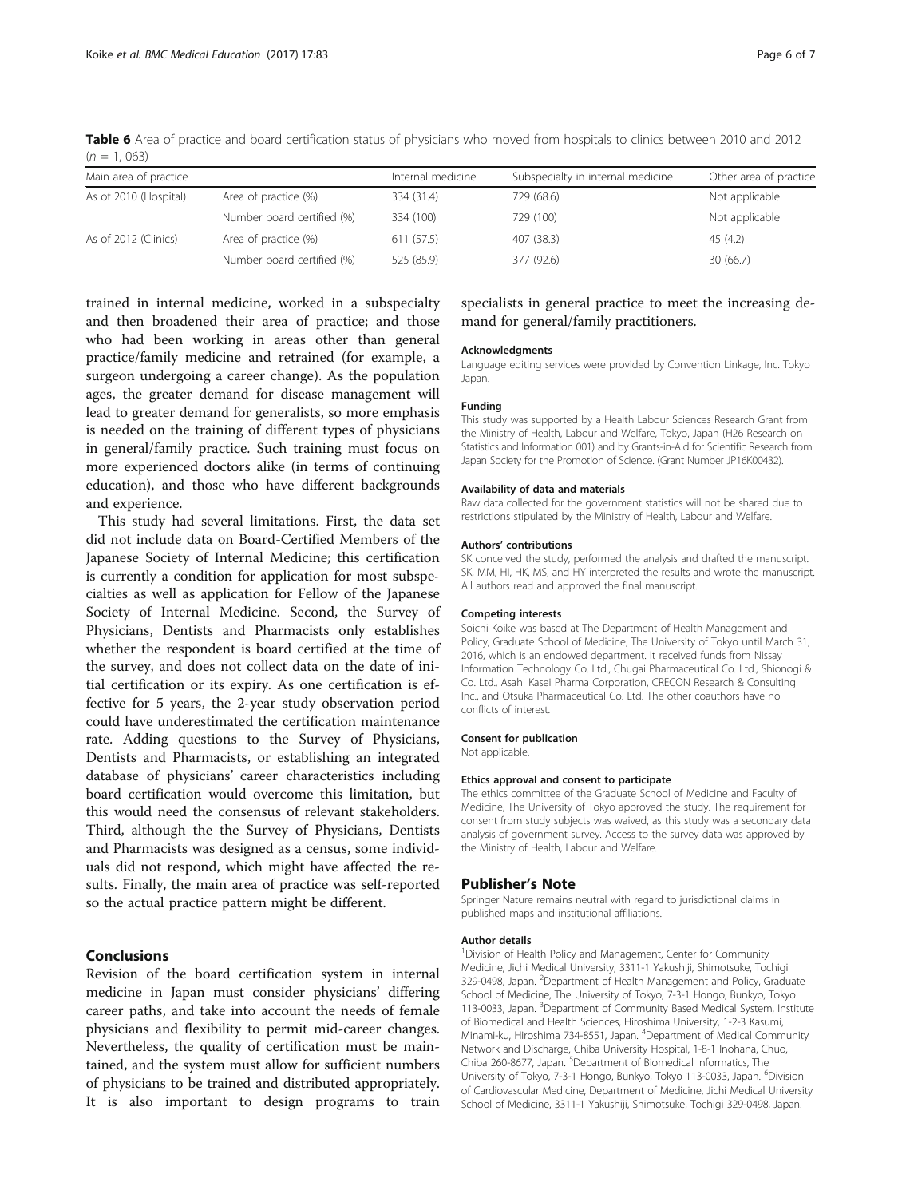**Table 6** Area of practice and board certification status of physicians who moved from hospitals to clinics between 2010 and 2012 ($n$ = 1, 063)

| Main area of practice | | Internal medicine | Subspecialty in internal medicine | Other area of practice |
|---|---|---|---|---|
| As of 2010 (Hospital) | Area of practice (%) | 334 (31.4) | 729 (68.6) | Not applicable |
| | Number board certified (%) | 334 (100) | 729 (100) | Not applicable |
| As of 2012 (Clinics) | Area of practice (%) | 611 (57.5) | 407 (38.3) | 45 (4.2) |
| | Number board certified (%) | 525 (85.9) | 377 (92.6) | 30 (66.7) |

trained in internal medicine, worked in a subspecialty and then broadened their area of practice; and those who had been working in areas other than general practice/family medicine and retrained (for example, a surgeon undergoing a career change). As the population ages, the greater demand for disease management will lead to greater demand for generalists, so more emphasis is needed on the training of different types of physicians in general/family practice. Such training must focus on more experienced doctors alike (in terms of continuing education), and those who have different backgrounds and experience.

This study had several limitations. First, the data set did not include data on Board-Certified Members of the Japanese Society of Internal Medicine; this certification is currently a condition for application for most subspecialties as well as application for Fellow of the Japanese Society of Internal Medicine. Second, the Survey of Physicians, Dentists and Pharmacists only establishes whether the respondent is board certified at the time of the survey, and does not collect data on the date of initial certification or its expiry. As one certification is effective for 5 years, the 2-year study observation period could have underestimated the certification maintenance rate. Adding questions to the Survey of Physicians, Dentists and Pharmacists, or establishing an integrated database of physicians' career characteristics including board certification would overcome this limitation, but this would need the consensus of relevant stakeholders. Third, although the the Survey of Physicians, Dentists and Pharmacists was designed as a census, some individuals did not respond, which might have affected the results. Finally, the main area of practice was self-reported so the actual practice pattern might be different.

## Conclusions

Revision of the board certification system in internal medicine in Japan must consider physicians' differing career paths, and take into account the needs of female physicians and flexibility to permit mid-career changes. Nevertheless, the quality of certification must be maintained, and the system must allow for sufficient numbers of physicians to be trained and distributed appropriately. It is also important to design programs to train specialists in general practice to meet the increasing demand for general/family practitioners.

#### Acknowledgments

Language editing services were provided by Convention Linkage, Inc. Tokyo Japan.

#### Funding

This study was supported by a Health Labour Sciences Research Grant from the Ministry of Health, Labour and Welfare, Tokyo, Japan (H26 Research on Statistics and Information 001) and by Grants-in-Aid for Scientific Research from Japan Society for the Promotion of Science. (Grant Number JP16K00432).

#### Availability of data and materials

Raw data collected for the government statistics will not be shared due to restrictions stipulated by the Ministry of Health, Labour and Welfare.

#### Authors' contributions

SK conceived the study, performed the analysis and drafted the manuscript. SK, MM, HI, HK, MS, and HY interpreted the results and wrote the manuscript. All authors read and approved the final manuscript.

#### Competing interests

Soichi Koike was based at The Department of Health Management and Policy, Graduate School of Medicine, The University of Tokyo until March 31, 2016, which is an endowed department. It received funds from Nissay Information Technology Co. Ltd., Chugai Pharmaceutical Co. Ltd., Shionogi & Co. Ltd., Asahi Kasei Pharma Corporation, CRECON Research & Consulting Inc., and Otsuka Pharmaceutical Co. Ltd. The other coauthors have no conflicts of interest.

#### Consent for publication

Not applicable.

#### Ethics approval and consent to participate

The ethics committee of the Graduate School of Medicine and Faculty of Medicine, The University of Tokyo approved the study. The requirement for consent from study subjects was waived, as this study was a secondary data analysis of government survey. Access to the survey data was approved by the Ministry of Health, Labour and Welfare.

## Publisher's Note

Springer Nature remains neutral with regard to jurisdictional claims in published maps and institutional affiliations.

#### Author details

[1]Division of Health Policy and Management, Center for Community Medicine, Jichi Medical University, 3311-1 Yakushiji, Shimotsuke, Tochigi 329-0498, Japan. [2]Department of Health Management and Policy, Graduate School of Medicine, The University of Tokyo, 7-3-1 Hongo, Bunkyo, Tokyo 113-0033, Japan. [3]Department of Community Based Medical System, Institute of Biomedical and Health Sciences, Hiroshima University, 1-2-3 Kasumi, Minami-ku, Hiroshima 734-8551, Japan. [4]Department of Medical Community Network and Discharge, Chiba University Hospital, 1-8-1 Inohana, Chuo, Chiba 260-8677, Japan. [5]Department of Biomedical Informatics, The University of Tokyo, 7-3-1 Hongo, Bunkyo, Tokyo 113-0033, Japan. [6]Division of Cardiovascular Medicine, Department of Medicine, Jichi Medical University School of Medicine, 3311-1 Yakushiji, Shimotsuke, Tochigi 329-0498, Japan.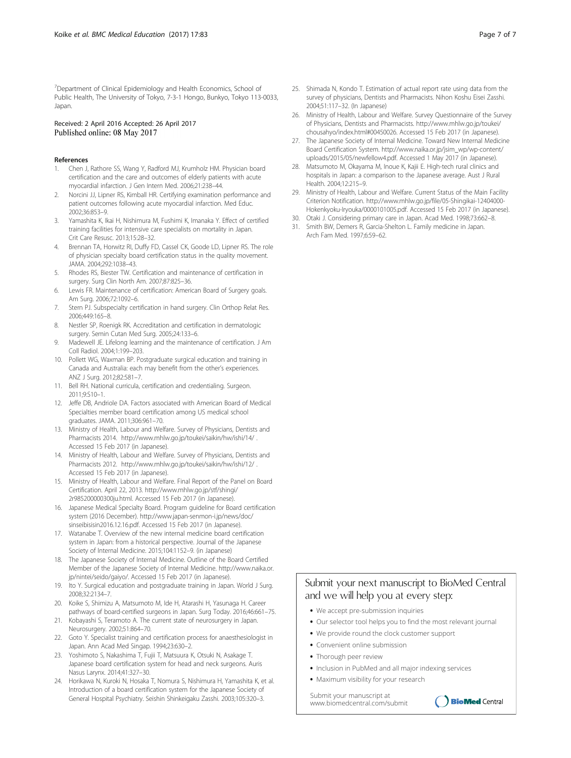[7]Department of Clinical Epidemiology and Health Economics, School of Public Health, The University of Tokyo, 7-3-1 Hongo, Bunkyo, Tokyo 113-0033, Japan.

Received: 2 April 2016 Accepted: 26 April 2017
Published online: 08 May 2017

## References

1. Chen J, Rathore SS, Wang Y, Radford MJ, Krumholz HM. Physician board certification and the care and outcomes of elderly patients with acute myocardial infarction. J Gen Intern Med. 2006;21:238–44.
2. Norcini JJ, Lipner RS, Kimball HR. Certifying examination performance and patient outcomes following acute myocardial infarction. Med Educ. 2002;36:853–9.
3. Yamashita K, Ikai H, Nishimura M, Fushimi K, Imanaka Y. Effect of certified training facilities for intensive care specialists on mortality in Japan. Crit Care Resusc. 2013;15:28–32.
4. Brennan TA, Horwitz RI, Duffy FD, Cassel CK, Goode LD, Lipner RS. The role of physician specialty board certification status in the quality movement. JAMA. 2004;292:1038–43.
5. Rhodes RS, Biester TW. Certification and maintenance of certification in surgery. Surg Clin North Am. 2007;87:825–36.
6. Lewis FR. Maintenance of certification: American Board of Surgery goals. Am Surg. 2006;72:1092–6.
7. Stern PJ. Subspecialty certification in hand surgery. Clin Orthop Relat Res. 2006;449:165–8.
8. Nestler SP, Roenigk RK. Accreditation and certification in dermatologic surgery. Semin Cutan Med Surg. 2005;24:133–6.
9. Madewell JE. Lifelong learning and the maintenance of certification. J Am Coll Radiol. 2004;1:199–203.
10. Pollett WG, Waxman BP. Postgraduate surgical education and training in Canada and Australia: each may benefit from the other's experiences. ANZ J Surg. 2012;82:581–7.
11. Bell RH. National curricula, certification and credentialing. Surgeon. 2011;9:S10–1.
12. Jeffe DB, Andriole DA. Factors associated with American Board of Medical Specialties member board certification among US medical school graduates. JAMA. 2011;306:961–70.
13. Ministry of Health, Labour and Welfare. Survey of Physicians, Dentists and Pharmacists 2014. http://www.mhlw.go.jp/toukei/saikin/hw/ishi/14/ . Accessed 15 Feb 2017 (in Japanese).
14. Ministry of Health, Labour and Welfare. Survey of Physicians, Dentists and Pharmacists 2012. http://www.mhlw.go.jp/toukei/saikin/hw/ishi/12/ . Accessed 15 Feb 2017 (in Japanese).
15. Ministry of Health, Labour and Welfare. Final Report of the Panel on Board Certification. April 22, 2013. http://www.mhlw.go.jp/stf/shingi/2r985200000300ju.html. Accessed 15 Feb 2017 (in Japanese).
16. Japanese Medical Specialty Board. Program guideline for Board certification system (2016 December). http://www.japan-senmon-i.jp/news/doc/sinseibisisin2016.12.16.pdf. Accessed 15 Feb 2017 (in Japanese).
17. Watanabe T. Overview of the new internal medicine board certification system in Japan: from a historical perspective. Journal of the Japanese Society of Internal Medicine. 2015;104:1152–9. (in Japanese)
18. The Japanese Society of Internal Medicine. Outline of the Board Certified Member of the Japanese Society of Internal Medicine. http://www.naika.or.jp/nintei/seido/gaiyo/. Accessed 15 Feb 2017 (in Japanese).
19. Ito Y. Surgical education and postgraduate training in Japan. World J Surg. 2008;32:2134–7.
20. Koike S, Shimizu A, Matsumoto M, Ide H, Atarashi H, Yasunaga H. Career pathways of board-certified surgeons in Japan. Surg Today. 2016;46:661–75.
21. Kobayashi S, Teramoto A. The current state of neurosurgery in Japan. Neurosurgery. 2002;51:864–70.
22. Goto Y. Specialist training and certification process for anaesthesiologist in Japan. Ann Acad Med Singap. 1994;23:630–2.
23. Yoshimoto S, Nakashima T, Fujii T, Matsuura K, Otsuki N, Asakage T. Japanese board certification system for head and neck surgeons. Auris Nasus Larynx. 2014;41:327–30.
24. Horikawa N, Kuroki N, Hosaka T, Nomura S, Nishimura H, Yamashita K, et al. Introduction of a board certification system for the Japanese Society of General Hospital Psychiatry. Seishin Shinkeigaku Zasshi. 2003;105:320–3.
25. Shimada N, Kondo T. Estimation of actual report rate using data from the survey of physicians, Dentists and Pharmacists. Nihon Koshu Eisei Zasshi. 2004;51:117–32. (In Japanese)
26. Ministry of Health, Labour and Welfare. Survey Questionnaire of the Survey of Physicians, Dentists and Pharmacists. http://www.mhlw.go.jp/toukei/chousahyo/index.html#00450026. Accessed 15 Feb 2017 (in Japanese).
27. The Japanese Society of Internal Medicine. Toward New Internal Medicine Board Certification System. http://www.naika.or.jp/jsim_wp/wp-content/uploads/2015/05/newfellow4.pdf. Accessed 1 May 2017 (in Japanese).
28. Matsumoto M, Okayama M, Inoue K, Kajii E. High-tech rural clinics and hospitals in Japan: a comparison to the Japanese average. Aust J Rural Health. 2004;12:215–9.
29. Ministry of Health, Labour and Welfare. Current Status of the Main Facility Criterion Notification. http://www.mhlw.go.jp/file/05-Shingikai-12404000-Hokenkyoku-Iryouka/0000101005.pdf. Accessed 15 Feb 2017 (in Japanese).
30. Otaki J. Considering primary care in Japan. Acad Med. 1998;73:662–8.
31. Smith BW, Demers R, Garcia-Shelton L. Family medicine in Japan. Arch Fam Med. 1997;6:59–62.

Submit your next manuscript to BioMed Central and we will help you at every step:

- We accept pre-submission inquiries
- Our selector tool helps you to find the most relevant journal
- We provide round the clock customer support
- Convenient online submission
- Thorough peer review
- Inclusion in PubMed and all major indexing services
- Maximum visibility for your research

Submit your manuscript at
www.biomedcentral.com/submit

BioMed Central